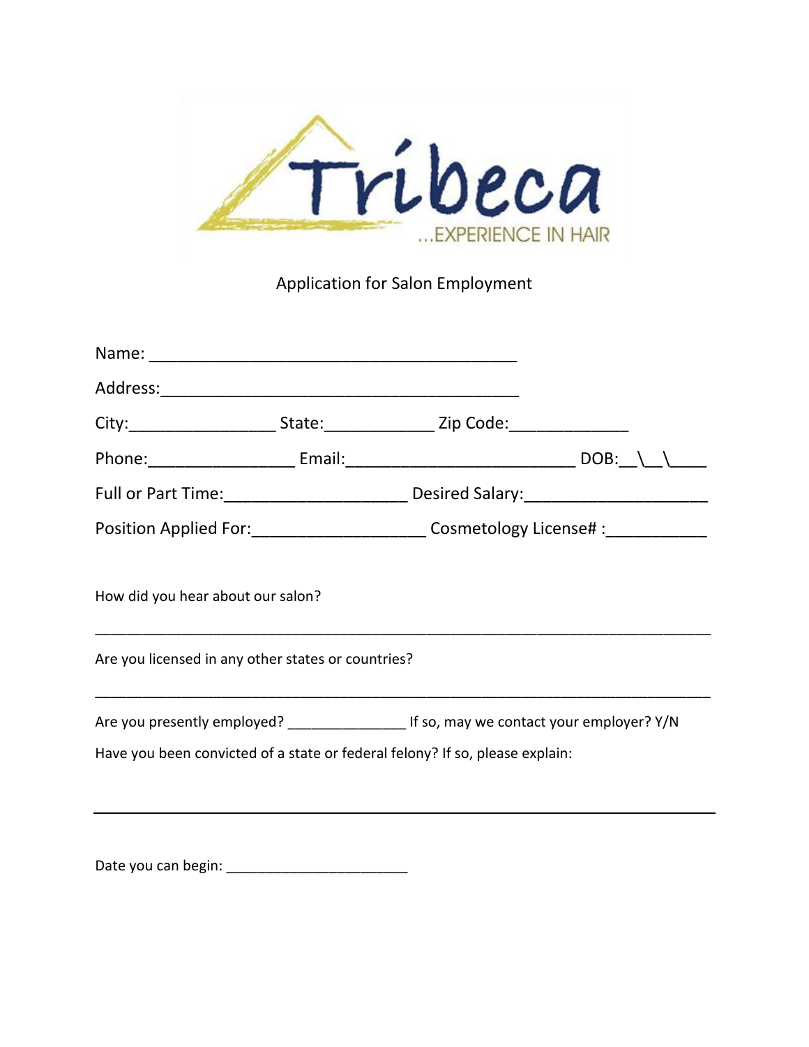Tribeca

...EXPERIENCE IN HAIR

Application for Salon Employment

Name: ________________________________________

Address:_______________________________________

City:________________ State:____________ Zip Code:_____________

Phone:________________ Email:_________________________ DOB:__\__\____

Full or Part Time:____________________ Desired Salary:____________________

Position Applied For:___________________ Cosmetology License# :___________

How did you hear about our salon?

_______________________________________________________________________

Are you licensed in any other states or countries?

_______________________________________________________________________

Are you presently employed? _______________ If so, may we contact your employer? Y/N

Have you been convicted of a state or federal felony? If so, please explain:

_______________________________________________________________________

Date you can begin: ________________________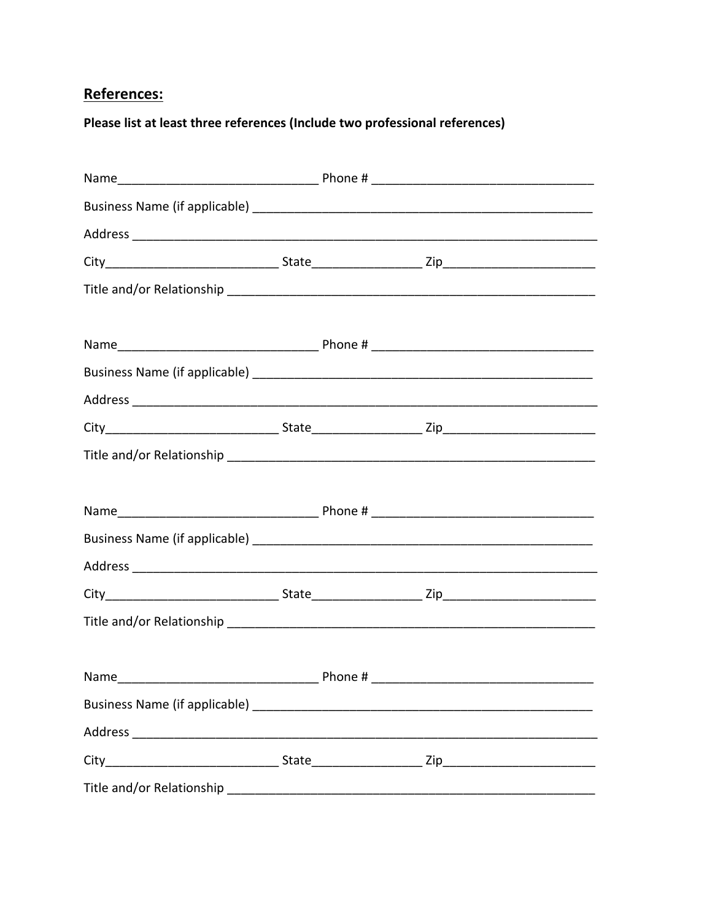## References:

**Please list at least three references (Include two professional references)**

Name______________________________ Phone # _________________________________

Business Name (if applicable) ___________________________________________________

Address _____________________________________________________________________

City__________________________ State________________ Zip______________________

Title and/or Relationship ______________________________________________________

Name______________________________ Phone # _________________________________

Business Name (if applicable) ___________________________________________________

Address _____________________________________________________________________

City__________________________ State________________ Zip______________________

Title and/or Relationship ______________________________________________________

Name______________________________ Phone # _________________________________

Business Name (if applicable) ___________________________________________________

Address _____________________________________________________________________

City__________________________ State________________ Zip______________________

Title and/or Relationship ______________________________________________________

Name______________________________ Phone # _________________________________

Business Name (if applicable) ___________________________________________________

Address _____________________________________________________________________

City__________________________ State________________ Zip______________________

Title and/or Relationship ______________________________________________________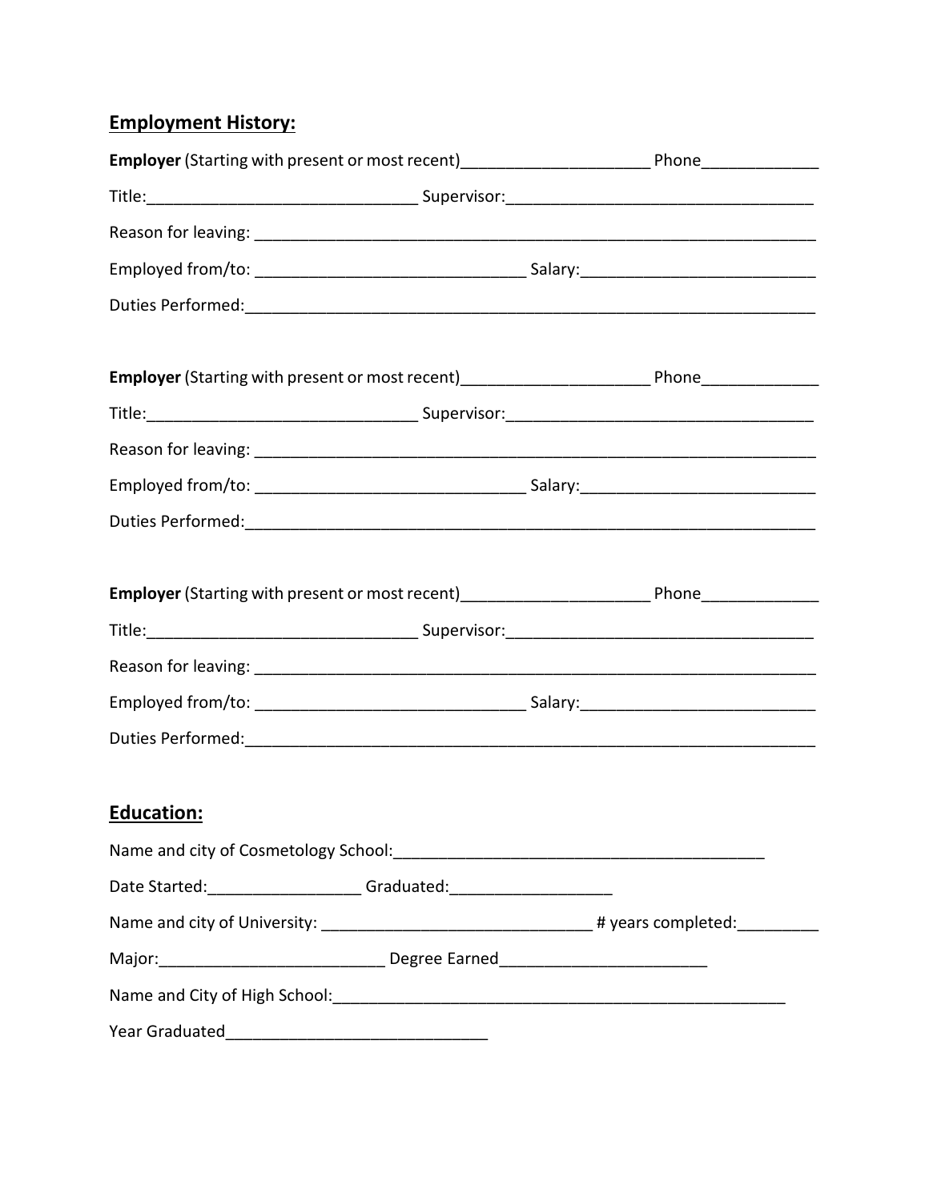## Employment History:

**Employer** (Starting with present or most recent)____________________ Phone____________

Title:______________________________ Supervisor:__________________________________

Reason for leaving: ______________________________________________________________

Employed from/to: ______________________________ Salary:__________________________

Duties Performed:________________________________________________________________

**Employer** (Starting with present or most recent)____________________ Phone____________

Title:______________________________ Supervisor:__________________________________

Reason for leaving: ______________________________________________________________

Employed from/to: ______________________________ Salary:__________________________

Duties Performed:________________________________________________________________

**Employer** (Starting with present or most recent)____________________ Phone____________

Title:______________________________ Supervisor:__________________________________

Reason for leaving: ______________________________________________________________

Employed from/to: ______________________________ Salary:__________________________

Duties Performed:________________________________________________________________

## Education:

Name and city of Cosmetology School:__________________________________________

Date Started:_________________ Graduated:_________________

Name and city of University: ______________________________ # years completed:_________

Major:_________________________ Degree Earned______________________

Name and City of High School:_____________________________________________________

Year Graduated_____________________________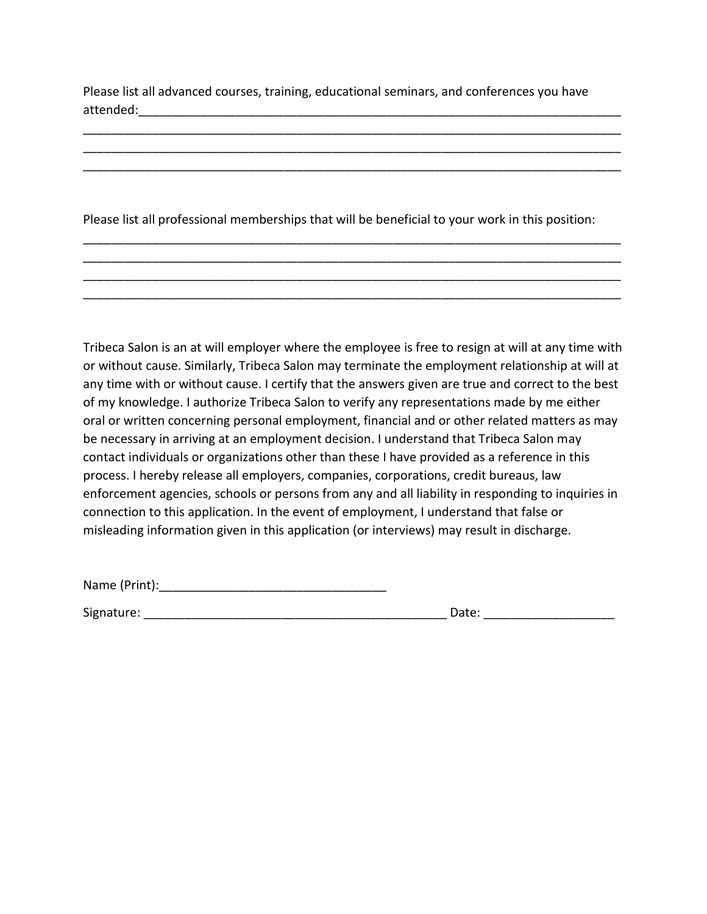Please list all advanced courses, training, educational seminars, and conferences you have attended:_______________________________________________________________________
_______________________________________________________________________________
_______________________________________________________________________________
_______________________________________________________________________________

Please list all professional memberships that will be beneficial to your work in this position:
_______________________________________________________________________________
_______________________________________________________________________________
_______________________________________________________________________________
_______________________________________________________________________________

Tribeca Salon is an at will employer where the employee is free to resign at will at any time with or without cause. Similarly, Tribeca Salon may terminate the employment relationship at will at any time with or without cause. I certify that the answers given are true and correct to the best of my knowledge. I authorize Tribeca Salon to verify any representations made by me either oral or written concerning personal employment, financial and or other related matters as may be necessary in arriving at an employment decision. I understand that Tribeca Salon may contact individuals or organizations other than these I have provided as a reference in this process. I hereby release all employers, companies, corporations, credit bureaus, law enforcement agencies, schools or persons from any and all liability in responding to inquiries in connection to this application. In the event of employment, I understand that false or misleading information given in this application (or interviews) may result in discharge.

Name (Print):_________________________________

Signature: _____________________________________________ Date: ___________________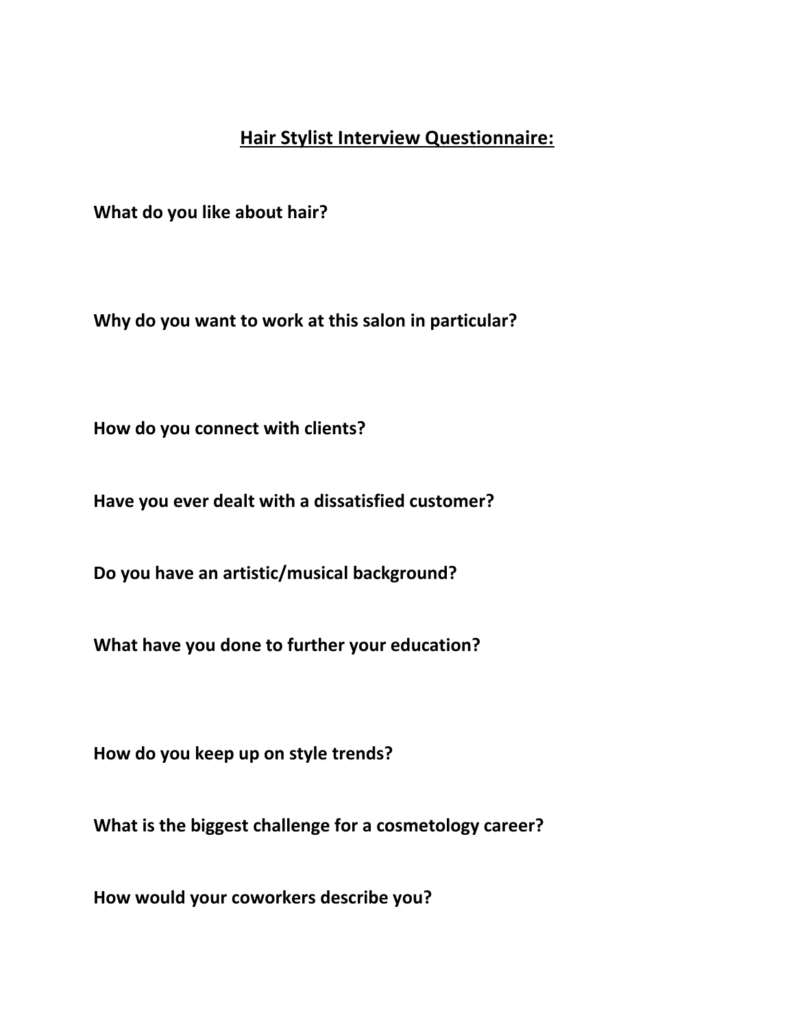# Hair Stylist Interview Questionnaire:

**What do you like about hair?**

**Why do you want to work at this salon in particular?**

**How do you connect with clients?**

**Have you ever dealt with a dissatisfied customer?**

**Do you have an artistic/musical background?**

**What have you done to further your education?**

**How do you keep up on style trends?**

**What is the biggest challenge for a cosmetology career?**

**How would your coworkers describe you?**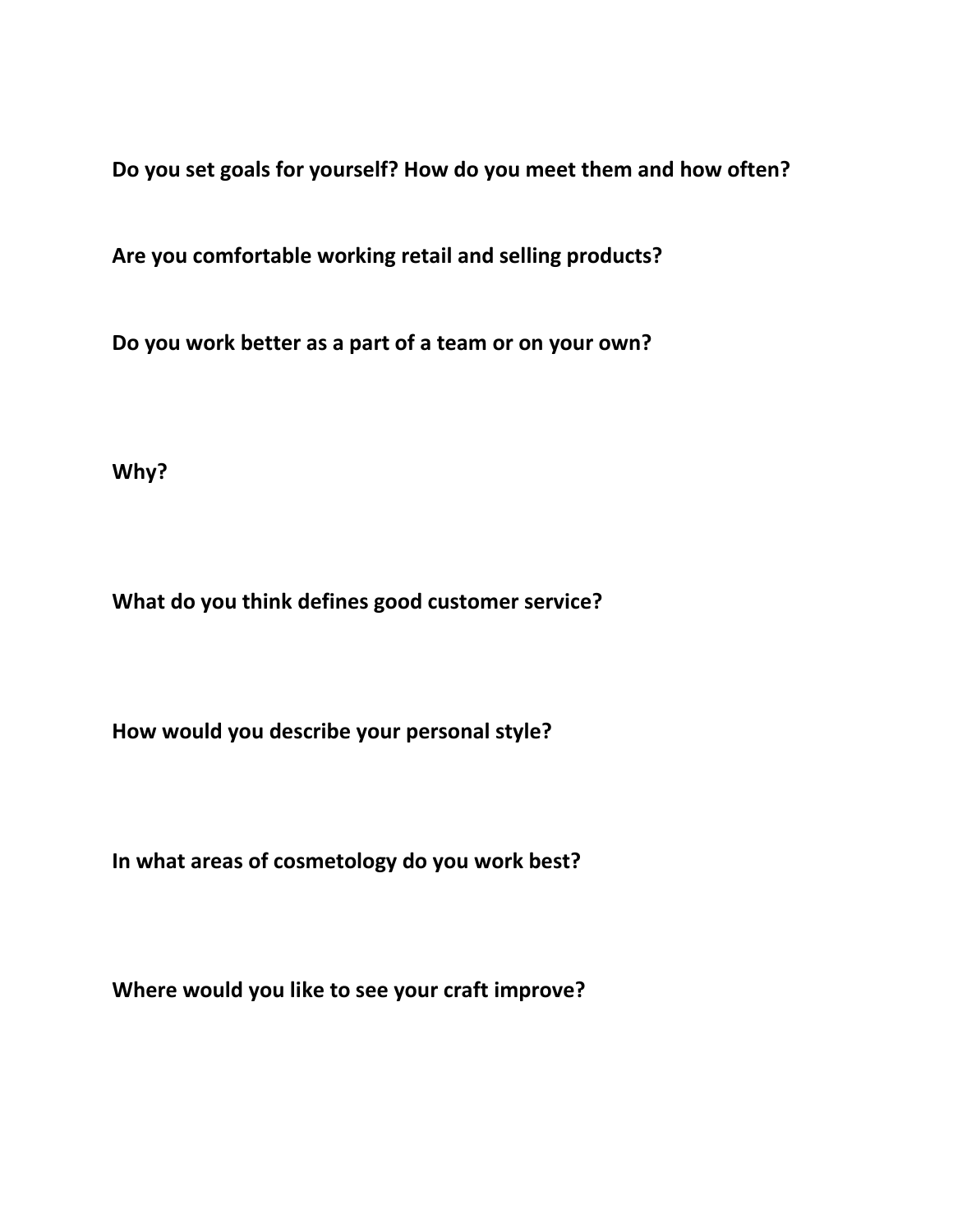**Do you set goals for yourself? How do you meet them and how often?**

**Are you comfortable working retail and selling products?**

**Do you work better as a part of a team or on your own?**

**Why?**

**What do you think defines good customer service?**

**How would you describe your personal style?**

**In what areas of cosmetology do you work best?**

**Where would you like to see your craft improve?**